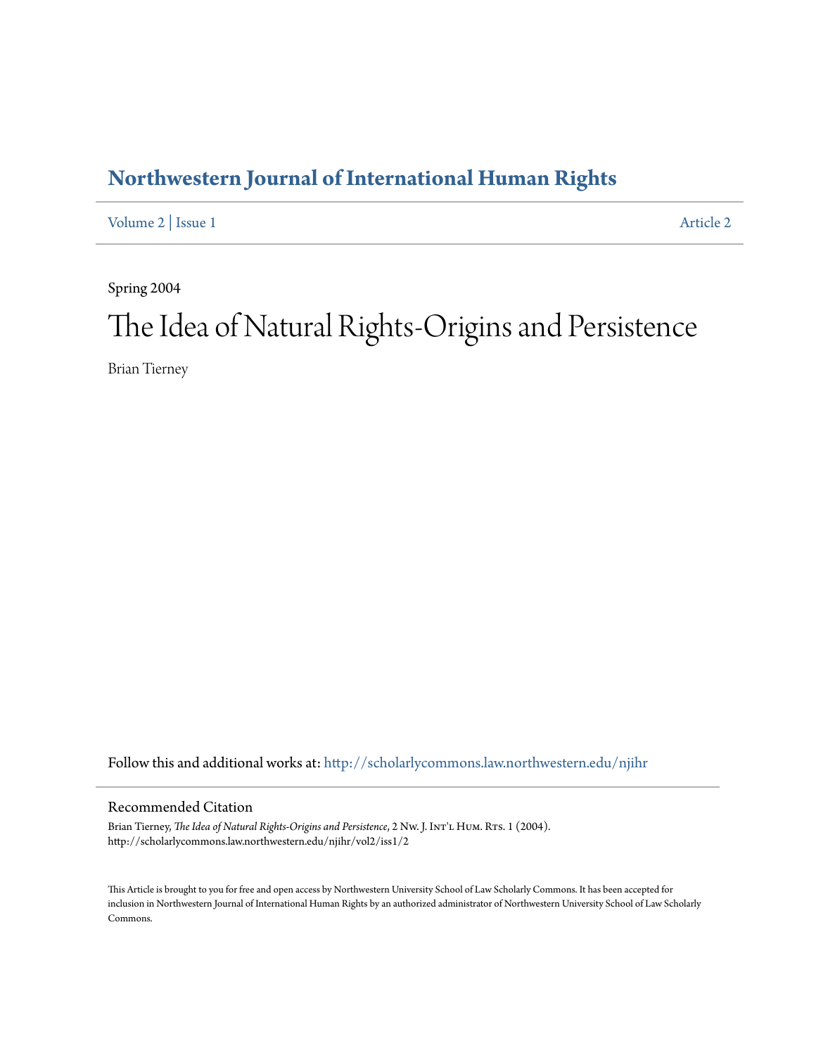# Northwestern Journal of International Human Rights

Volume 2 | Issue 1 Article 2

Spring 2004

# The Idea of Natural Rights-Origins and Persistence

Brian Tierney

Follow this and additional works at: http://scholarlycommons.law.northwestern.edu/njihr

## Recommended Citation

Brian Tierney, *The Idea of Natural Rights-Origins and Persistence*, 2 Nw. J. Int'l Hum. Rts. 1 (2004).
http://scholarlycommons.law.northwestern.edu/njihr/vol2/iss1/2

This Article is brought to you for free and open access by Northwestern University School of Law Scholarly Commons. It has been accepted for inclusion in Northwestern Journal of International Human Rights by an authorized administrator of Northwestern University School of Law Scholarly Commons.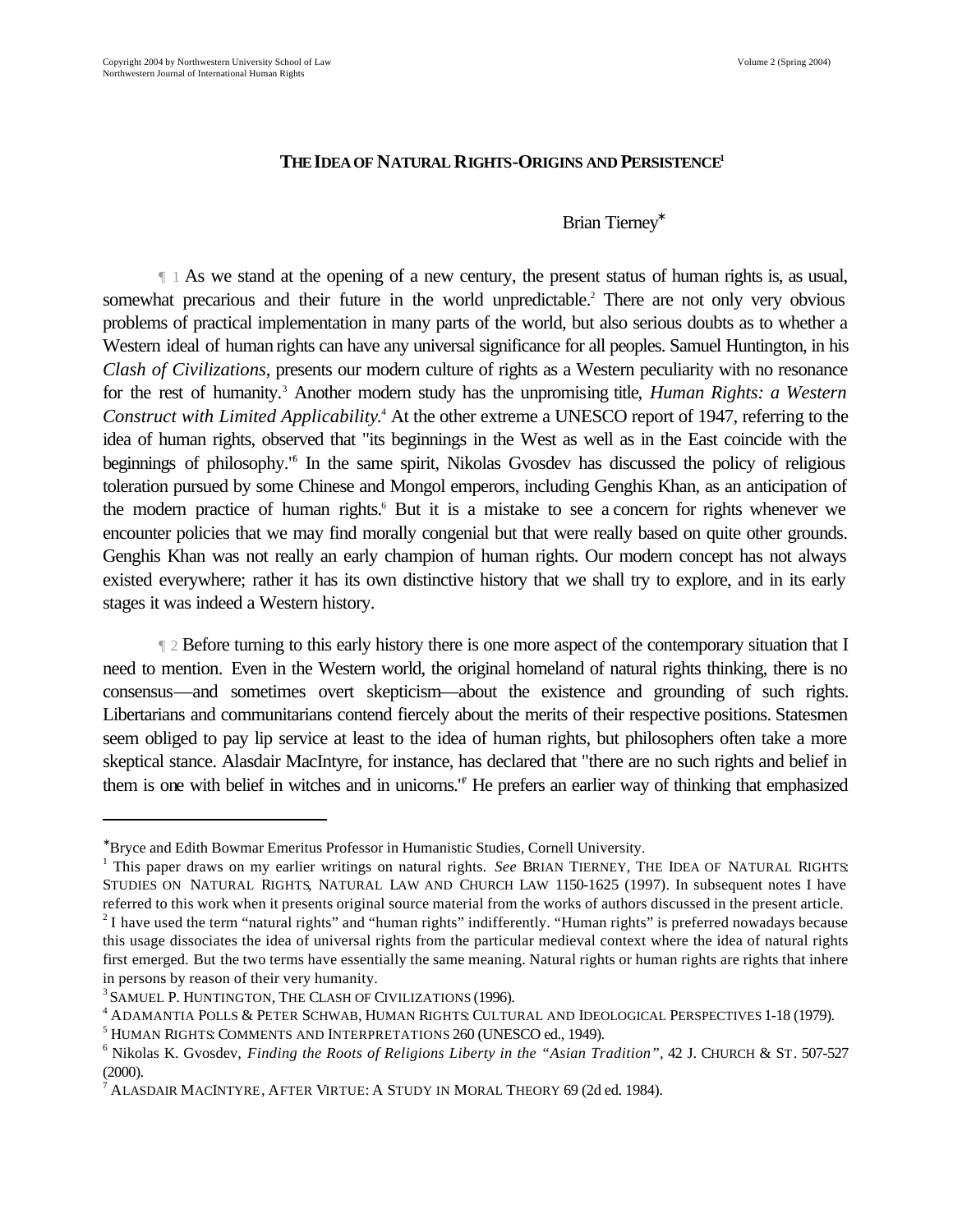Copyright 2004 by Northwestern University School of Law
Northwestern Journal of International Human Rights

# THE IDEA OF NATURAL RIGHTS-ORIGINS AND PERSISTENCE[1]

Brian Tierney[*]

¶ 1 As we stand at the opening of a new century, the present status of human rights is, as usual, somewhat precarious and their future in the world unpredictable.[2] There are not only very obvious problems of practical implementation in many parts of the world, but also serious doubts as to whether a Western ideal of human rights can have any universal significance for all peoples. Samuel Huntington, in his *Clash of Civilizations*, presents our modern culture of rights as a Western peculiarity with no resonance for the rest of humanity.[3] Another modern study has the unpromising title, *Human Rights: a Western Construct with Limited Applicability.*[4] At the other extreme a UNESCO report of 1947, referring to the idea of human rights, observed that "its beginnings in the West as well as in the East coincide with the beginnings of philosophy."[5] In the same spirit, Nikolas Gvosdev has discussed the policy of religious toleration pursued by some Chinese and Mongol emperors, including Genghis Khan, as an anticipation of the modern practice of human rights.[6] But it is a mistake to see a concern for rights whenever we encounter policies that we may find morally congenial but that were really based on quite other grounds. Genghis Khan was not really an early champion of human rights. Our modern concept has not always existed everywhere; rather it has its own distinctive history that we shall try to explore, and in its early stages it was indeed a Western history.

¶ 2 Before turning to this early history there is one more aspect of the contemporary situation that I need to mention. Even in the Western world, the original homeland of natural rights thinking, there is no consensus—and sometimes overt skepticism—about the existence and grounding of such rights. Libertarians and communitarians contend fiercely about the merits of their respective positions. Statesmen seem obliged to pay lip service at least to the idea of human rights, but philosophers often take a more skeptical stance. Alasdair MacIntyre, for instance, has declared that "there are no such rights and belief in them is one with belief in witches and in unicorns."[7] He prefers an earlier way of thinking that emphasized

---

[*] Bryce and Edith Bowmar Emeritus Professor in Humanistic Studies, Cornell University.

[1] This paper draws on my earlier writings on natural rights. *See* BRIAN TIERNEY, THE IDEA OF NATURAL RIGHTS: STUDIES ON NATURAL RIGHTS, NATURAL LAW AND CHURCH LAW 1150-1625 (1997). In subsequent notes I have referred to this work when it presents original source material from the works of authors discussed in the present article.

[2] I have used the term "natural rights" and "human rights" indifferently. "Human rights" is preferred nowadays because this usage dissociates the idea of universal rights from the particular medieval context where the idea of natural rights first emerged. But the two terms have essentially the same meaning. Natural rights or human rights are rights that inhere in persons by reason of their very humanity.

[3] SAMUEL P. HUNTINGTON, THE CLASH OF CIVILIZATIONS (1996).

[4] ADAMANTIA POLLS & PETER SCHWAB, HUMAN RIGHTS: CULTURAL AND IDEOLOGICAL PERSPECTIVES 1-18 (1979).

[5] HUMAN RIGHTS: COMMENTS AND INTERPRETATIONS 260 (UNESCO ed., 1949).

[6] Nikolas K. Gvosdev, *Finding the Roots of Religions Liberty in the "Asian Tradition"*, 42 J. CHURCH & ST. 507-527 (2000).

[7] ALASDAIR MACINTYRE, AFTER VIRTUE: A STUDY IN MORAL THEORY 69 (2d ed. 1984).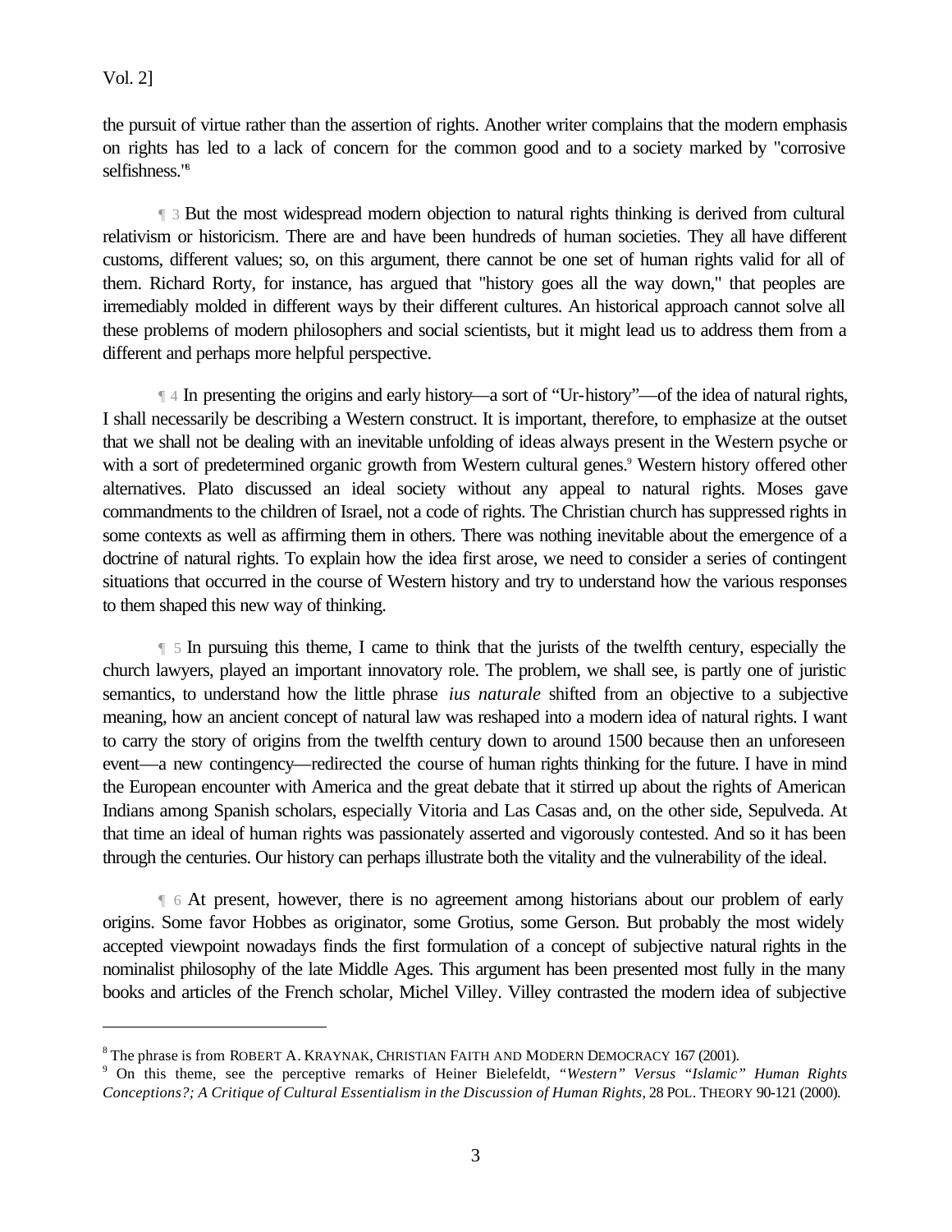the pursuit of virtue rather than the assertion of rights. Another writer complains that the modern emphasis on rights has led to a lack of concern for the common good and to a society marked by "corrosive selfishness."[8]

¶ 3 But the most widespread modern objection to natural rights thinking is derived from cultural relativism or historicism. There are and have been hundreds of human societies. They all have different customs, different values; so, on this argument, there cannot be one set of human rights valid for all of them. Richard Rorty, for instance, has argued that "history goes all the way down," that peoples are irremediably molded in different ways by their different cultures. An historical approach cannot solve all these problems of modern philosophers and social scientists, but it might lead us to address them from a different and perhaps more helpful perspective.

¶ 4 In presenting the origins and early history—a sort of "Ur-history"—of the idea of natural rights, I shall necessarily be describing a Western construct. It is important, therefore, to emphasize at the outset that we shall not be dealing with an inevitable unfolding of ideas always present in the Western psyche or with a sort of predetermined organic growth from Western cultural genes.[9] Western history offered other alternatives. Plato discussed an ideal society without any appeal to natural rights. Moses gave commandments to the children of Israel, not a code of rights. The Christian church has suppressed rights in some contexts as well as affirming them in others. There was nothing inevitable about the emergence of a doctrine of natural rights. To explain how the idea first arose, we need to consider a series of contingent situations that occurred in the course of Western history and try to understand how the various responses to them shaped this new way of thinking.

¶ 5 In pursuing this theme, I came to think that the jurists of the twelfth century, especially the church lawyers, played an important innovatory role. The problem, we shall see, is partly one of juristic semantics, to understand how the little phrase *ius naturale* shifted from an objective to a subjective meaning, how an ancient concept of natural law was reshaped into a modern idea of natural rights. I want to carry the story of origins from the twelfth century down to around 1500 because then an unforeseen event—a new contingency—redirected the course of human rights thinking for the future. I have in mind the European encounter with America and the great debate that it stirred up about the rights of American Indians among Spanish scholars, especially Vitoria and Las Casas and, on the other side, Sepulveda. At that time an ideal of human rights was passionately asserted and vigorously contested. And so it has been through the centuries. Our history can perhaps illustrate both the vitality and the vulnerability of the ideal.

¶ 6 At present, however, there is no agreement among historians about our problem of early origins. Some favor Hobbes as originator, some Grotius, some Gerson. But probably the most widely accepted viewpoint nowadays finds the first formulation of a concept of subjective natural rights in the nominalist philosophy of the late Middle Ages. This argument has been presented most fully in the many books and articles of the French scholar, Michel Villey. Villey contrasted the modern idea of subjective

---

[8] The phrase is from ROBERT A. KRAYNAK, CHRISTIAN FAITH AND MODERN DEMOCRACY 167 (2001).

[9] On this theme, see the perceptive remarks of Heiner Bielefeldt, *"Western" Versus "Islamic" Human Rights Conceptions?; A Critique of Cultural Essentialism in the Discussion of Human Rights*, 28 POL. THEORY 90-121 (2000).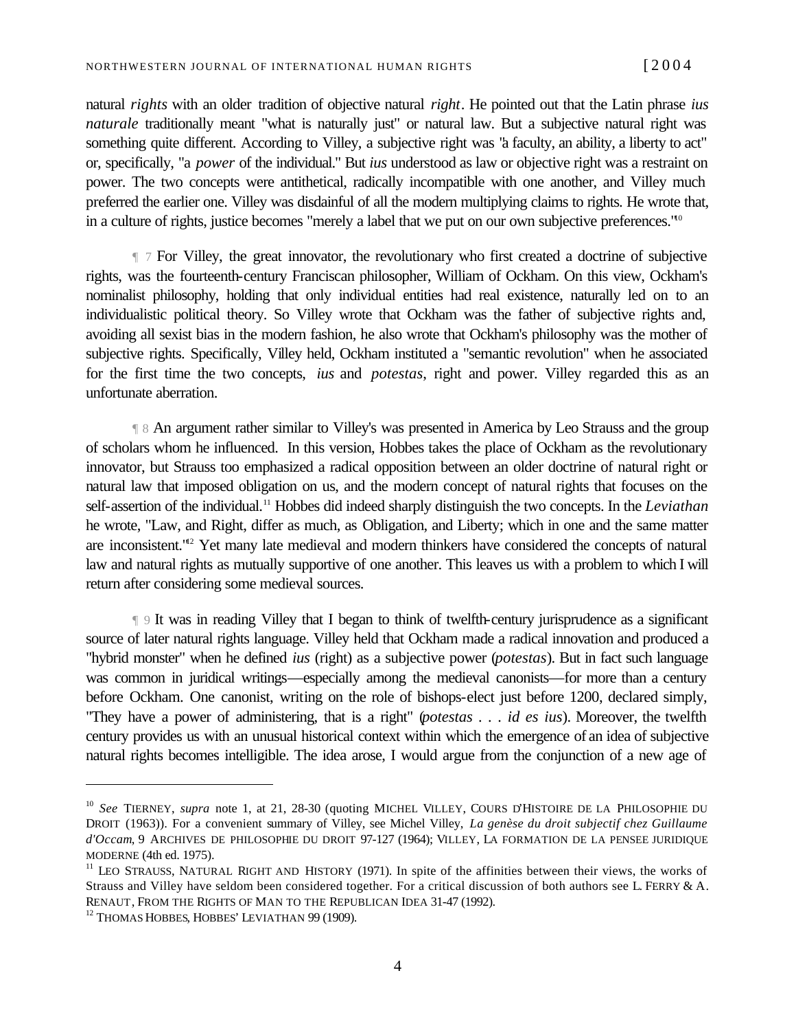natural *rights* with an older tradition of objective natural *right*. He pointed out that the Latin phrase *ius naturale* traditionally meant "what is naturally just" or natural law. But a subjective natural right was something quite different. According to Villey, a subjective right was "a faculty, an ability, a liberty to act" or, specifically, "a *power* of the individual." But *ius* understood as law or objective right was a restraint on power. The two concepts were antithetical, radically incompatible with one another, and Villey much preferred the earlier one. Villey was disdainful of all the modern multiplying claims to rights. He wrote that, in a culture of rights, justice becomes "merely a label that we put on our own subjective preferences."[10]

¶ 7 For Villey, the great innovator, the revolutionary who first created a doctrine of subjective rights, was the fourteenth-century Franciscan philosopher, William of Ockham. On this view, Ockham's nominalist philosophy, holding that only individual entities had real existence, naturally led on to an individualistic political theory. So Villey wrote that Ockham was the father of subjective rights and, avoiding all sexist bias in the modern fashion, he also wrote that Ockham's philosophy was the mother of subjective rights. Specifically, Villey held, Ockham instituted a "semantic revolution" when he associated for the first time the two concepts, *ius* and *potestas*, right and power. Villey regarded this as an unfortunate aberration.

¶ 8 An argument rather similar to Villey's was presented in America by Leo Strauss and the group of scholars whom he influenced. In this version, Hobbes takes the place of Ockham as the revolutionary innovator, but Strauss too emphasized a radical opposition between an older doctrine of natural right or natural law that imposed obligation on us, and the modern concept of natural rights that focuses on the self-assertion of the individual.[11] Hobbes did indeed sharply distinguish the two concepts. In the *Leviathan* he wrote, "Law, and Right, differ as much, as Obligation, and Liberty; which in one and the same matter are inconsistent."[12] Yet many late medieval and modern thinkers have considered the concepts of natural law and natural rights as mutually supportive of one another. This leaves us with a problem to which I will return after considering some medieval sources.

¶ 9 It was in reading Villey that I began to think of twelfth-century jurisprudence as a significant source of later natural rights language. Villey held that Ockham made a radical innovation and produced a "hybrid monster" when he defined *ius* (right) as a subjective power (*potestas*). But in fact such language was common in juridical writings—especially among the medieval canonists—for more than a century before Ockham. One canonist, writing on the role of bishops-elect just before 1200, declared simply, "They have a power of administering, that is a right" (*potestas . . . id es ius*). Moreover, the twelfth century provides us with an unusual historical context within which the emergence of an idea of subjective natural rights becomes intelligible. The idea arose, I would argue from the conjunction of a new age of

---

[10] *See* TIERNEY, *supra* note 1, at 21, 28-30 (quoting MICHEL VILLEY, COURS D'HISTOIRE DE LA PHILOSOPHIE DU DROIT (1963)). For a convenient summary of Villey, see Michel Villey, *La genèse du droit subjectif chez Guillaume d'Occam*, 9 ARCHIVES DE PHILOSOPHIE DU DROIT 97-127 (1964); VILLEY, LA FORMATION DE LA PENSEE JURIDIQUE MODERNE (4th ed. 1975).

[11] LEO STRAUSS, NATURAL RIGHT AND HISTORY (1971). In spite of the affinities between their views, the works of Strauss and Villey have seldom been considered together. For a critical discussion of both authors see L. FERRY & A. RENAUT, FROM THE RIGHTS OF MAN TO THE REPUBLICAN IDEA 31-47 (1992).

[12] THOMAS HOBBES, HOBBES' LEVIATHAN 99 (1909).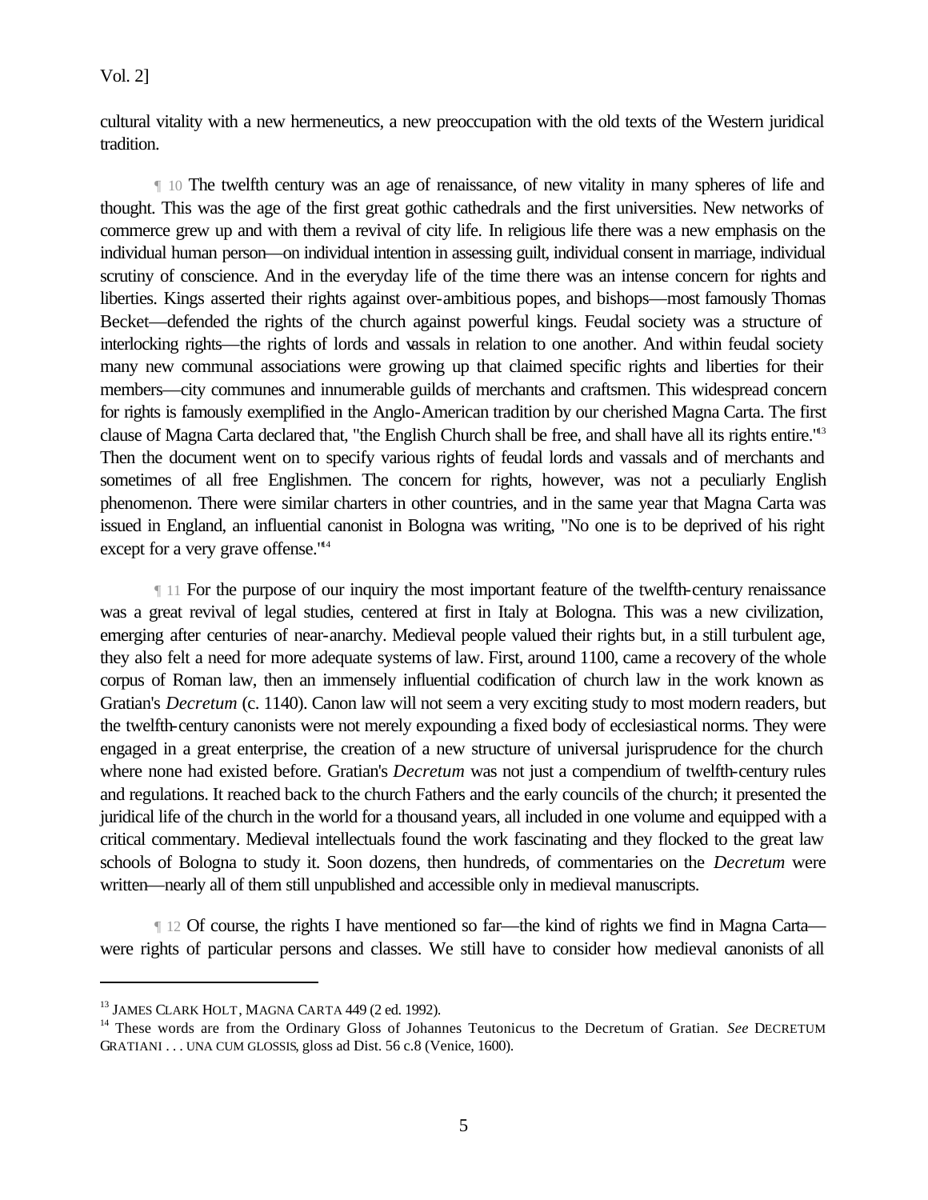cultural vitality with a new hermeneutics, a new preoccupation with the old texts of the Western juridical tradition.

¶ 10 The twelfth century was an age of renaissance, of new vitality in many spheres of life and thought. This was the age of the first great gothic cathedrals and the first universities. New networks of commerce grew up and with them a revival of city life. In religious life there was a new emphasis on the individual human person—on individual intention in assessing guilt, individual consent in marriage, individual scrutiny of conscience. And in the everyday life of the time there was an intense concern for rights and liberties. Kings asserted their rights against over-ambitious popes, and bishops—most famously Thomas Becket—defended the rights of the church against powerful kings. Feudal society was a structure of interlocking rights—the rights of lords and vassals in relation to one another. And within feudal society many new communal associations were growing up that claimed specific rights and liberties for their members—city communes and innumerable guilds of merchants and craftsmen. This widespread concern for rights is famously exemplified in the Anglo-American tradition by our cherished Magna Carta. The first clause of Magna Carta declared that, "the English Church shall be free, and shall have all its rights entire."[13] Then the document went on to specify various rights of feudal lords and vassals and of merchants and sometimes of all free Englishmen. The concern for rights, however, was not a peculiarly English phenomenon. There were similar charters in other countries, and in the same year that Magna Carta was issued in England, an influential canonist in Bologna was writing, "No one is to be deprived of his right except for a very grave offense."[14]

¶ 11 For the purpose of our inquiry the most important feature of the twelfth-century renaissance was a great revival of legal studies, centered at first in Italy at Bologna. This was a new civilization, emerging after centuries of near-anarchy. Medieval people valued their rights but, in a still turbulent age, they also felt a need for more adequate systems of law. First, around 1100, came a recovery of the whole corpus of Roman law, then an immensely influential codification of church law in the work known as Gratian's *Decretum* (c. 1140). Canon law will not seem a very exciting study to most modern readers, but the twelfth-century canonists were not merely expounding a fixed body of ecclesiastical norms. They were engaged in a great enterprise, the creation of a new structure of universal jurisprudence for the church where none had existed before. Gratian's *Decretum* was not just a compendium of twelfth-century rules and regulations. It reached back to the church Fathers and the early councils of the church; it presented the juridical life of the church in the world for a thousand years, all included in one volume and equipped with a critical commentary. Medieval intellectuals found the work fascinating and they flocked to the great law schools of Bologna to study it. Soon dozens, then hundreds, of commentaries on the *Decretum* were written—nearly all of them still unpublished and accessible only in medieval manuscripts.

¶ 12 Of course, the rights I have mentioned so far—the kind of rights we find in Magna Carta—were rights of particular persons and classes. We still have to consider how medieval canonists of all

---

[13] JAMES CLARK HOLT, MAGNA CARTA 449 (2 ed. 1992).

[14] These words are from the Ordinary Gloss of Johannes Teutonicus to the Decretum of Gratian. *See* DECRETUM GRATIANI . . . UNA CUM GLOSSIS, gloss ad Dist. 56 c.8 (Venice, 1600).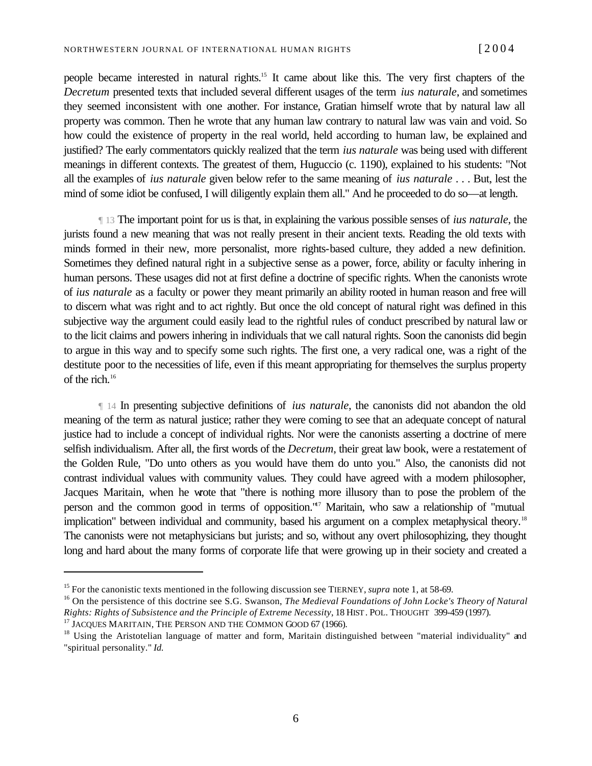people became interested in natural rights.[15] It came about like this. The very first chapters of the *Decretum* presented texts that included several different usages of the term *ius naturale*, and sometimes they seemed inconsistent with one another. For instance, Gratian himself wrote that by natural law all property was common. Then he wrote that any human law contrary to natural law was vain and void. So how could the existence of property in the real world, held according to human law, be explained and justified? The early commentators quickly realized that the term *ius naturale* was being used with different meanings in different contexts. The greatest of them, Huguccio (c. 1190), explained to his students: "Not all the examples of *ius naturale* given below refer to the same meaning of *ius naturale* . . . But, lest the mind of some idiot be confused, I will diligently explain them all." And he proceeded to do so—at length.

¶ 13 The important point for us is that, in explaining the various possible senses of *ius naturale*, the jurists found a new meaning that was not really present in their ancient texts. Reading the old texts with minds formed in their new, more personalist, more rights-based culture, they added a new definition. Sometimes they defined natural right in a subjective sense as a power, force, ability or faculty inhering in human persons. These usages did not at first define a doctrine of specific rights. When the canonists wrote of *ius naturale* as a faculty or power they meant primarily an ability rooted in human reason and free will to discern what was right and to act rightly. But once the old concept of natural right was defined in this subjective way the argument could easily lead to the rightful rules of conduct prescribed by natural law or to the licit claims and powers inhering in individuals that we call natural rights. Soon the canonists did begin to argue in this way and to specify some such rights. The first one, a very radical one, was a right of the destitute poor to the necessities of life, even if this meant appropriating for themselves the surplus property of the rich.[16]

¶ 14 In presenting subjective definitions of *ius naturale*, the canonists did not abandon the old meaning of the term as natural justice; rather they were coming to see that an adequate concept of natural justice had to include a concept of individual rights. Nor were the canonists asserting a doctrine of mere selfish individualism. After all, the first words of the *Decretum*, their great law book, were a restatement of the Golden Rule, "Do unto others as you would have them do unto you." Also, the canonists did not contrast individual values with community values. They could have agreed with a modern philosopher, Jacques Maritain, when he wrote that "there is nothing more illusory than to pose the problem of the person and the common good in terms of opposition."[17] Maritain, who saw a relationship of "mutual implication" between individual and community, based his argument on a complex metaphysical theory.[18] The canonists were not metaphysicians but jurists; and so, without any overt philosophizing, they thought long and hard about the many forms of corporate life that were growing up in their society and created a

---

[15] For the canonistic texts mentioned in the following discussion see TIERNEY, *supra* note 1, at 58-69.

[16] On the persistence of this doctrine see S.G. Swanson, *The Medieval Foundations of John Locke's Theory of Natural Rights: Rights of Subsistence and the Principle of Extreme Necessity*, 18 HIST. POL. THOUGHT 399-459 (1997).

[17] JACQUES MARITAIN, THE PERSON AND THE COMMON GOOD 67 (1966).

[18] Using the Aristotelian language of matter and form, Maritain distinguished between "material individuality" and "spiritual personality." *Id.*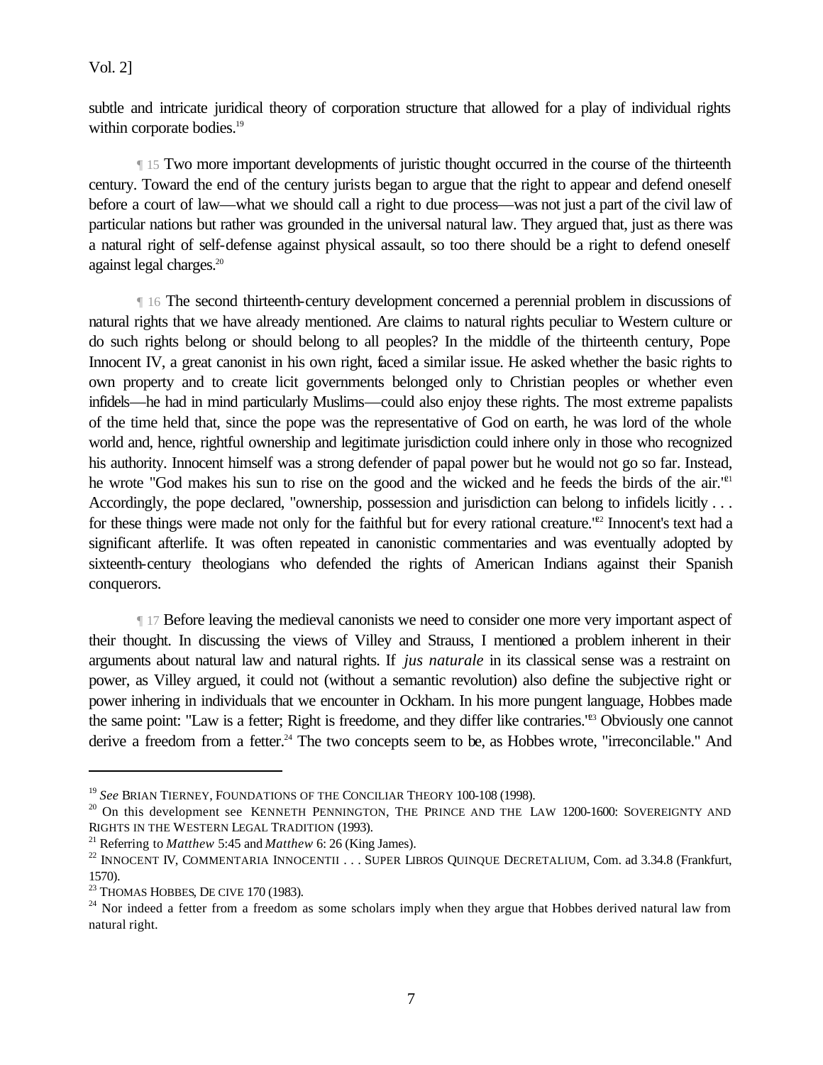subtle and intricate juridical theory of corporation structure that allowed for a play of individual rights within corporate bodies.[19]

¶ 15 Two more important developments of juristic thought occurred in the course of the thirteenth century. Toward the end of the century jurists began to argue that the right to appear and defend oneself before a court of law—what we should call a right to due process—was not just a part of the civil law of particular nations but rather was grounded in the universal natural law. They argued that, just as there was a natural right of self-defense against physical assault, so too there should be a right to defend oneself against legal charges.[20]

¶ 16 The second thirteenth-century development concerned a perennial problem in discussions of natural rights that we have already mentioned. Are claims to natural rights peculiar to Western culture or do such rights belong or should belong to all peoples? In the middle of the thirteenth century, Pope Innocent IV, a great canonist in his own right, faced a similar issue. He asked whether the basic rights to own property and to create licit governments belonged only to Christian peoples or whether even infidels—he had in mind particularly Muslims—could also enjoy these rights. The most extreme papalists of the time held that, since the pope was the representative of God on earth, he was lord of the whole world and, hence, rightful ownership and legitimate jurisdiction could inhere only in those who recognized his authority. Innocent himself was a strong defender of papal power but he would not go so far. Instead, he wrote "God makes his sun to rise on the good and the wicked and he feeds the birds of the air."[21] Accordingly, the pope declared, "ownership, possession and jurisdiction can belong to infidels licitly . . . for these things were made not only for the faithful but for every rational creature."[22] Innocent's text had a significant afterlife. It was often repeated in canonistic commentaries and was eventually adopted by sixteenth-century theologians who defended the rights of American Indians against their Spanish conquerors.

¶ 17 Before leaving the medieval canonists we need to consider one more very important aspect of their thought. In discussing the views of Villey and Strauss, I mentioned a problem inherent in their arguments about natural law and natural rights. If *jus naturale* in its classical sense was a restraint on power, as Villey argued, it could not (without a semantic revolution) also define the subjective right or power inhering in individuals that we encounter in Ockham. In his more pungent language, Hobbes made the same point: "Law is a fetter; Right is freedome, and they differ like contraries."[23] Obviously one cannot derive a freedom from a fetter.[24] The two concepts seem to be, as Hobbes wrote, "irreconcilable." And

---

[19] *See* BRIAN TIERNEY, FOUNDATIONS OF THE CONCILIAR THEORY 100-108 (1998).

[20] On this development see KENNETH PENNINGTON, THE PRINCE AND THE LAW 1200-1600: SOVEREIGNTY AND RIGHTS IN THE WESTERN LEGAL TRADITION (1993).

[21] Referring to *Matthew* 5:45 and *Matthew* 6: 26 (King James).

[22] INNOCENT IV, COMMENTARIA INNOCENTII . . . SUPER LIBROS QUINQUE DECRETALIUM, Com. ad 3.34.8 (Frankfurt, 1570).

[23] THOMAS HOBBES, DE CIVE 170 (1983).

[24] Nor indeed a fetter from a freedom as some scholars imply when they argue that Hobbes derived natural law from natural right.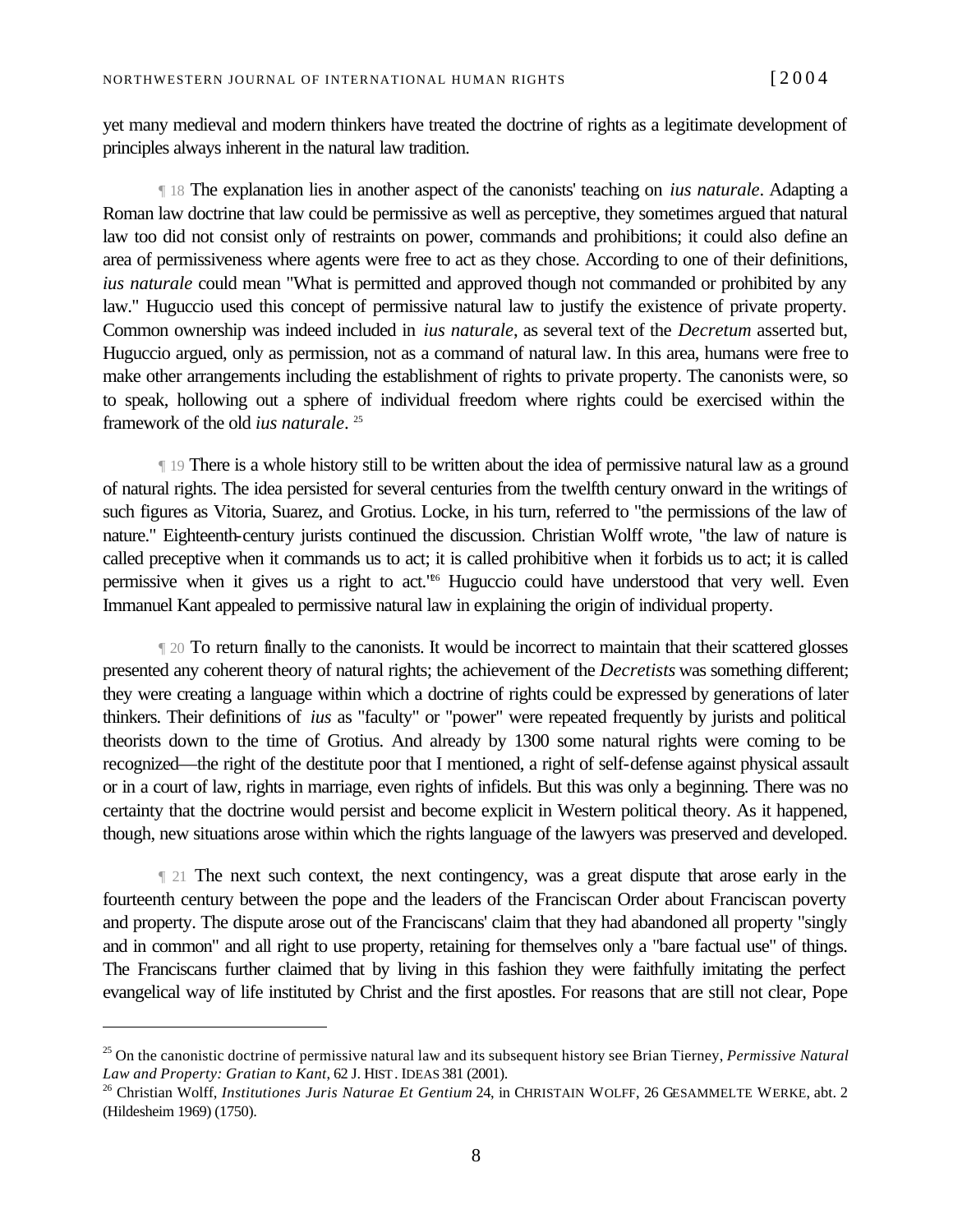yet many medieval and modern thinkers have treated the doctrine of rights as a legitimate development of principles always inherent in the natural law tradition.

¶ 18 The explanation lies in another aspect of the canonists' teaching on *ius naturale*. Adapting a Roman law doctrine that law could be permissive as well as perceptive, they sometimes argued that natural law too did not consist only of restraints on power, commands and prohibitions; it could also define an area of permissiveness where agents were free to act as they chose. According to one of their definitions, *ius naturale* could mean "What is permitted and approved though not commanded or prohibited by any law." Huguccio used this concept of permissive natural law to justify the existence of private property. Common ownership was indeed included in *ius naturale*, as several text of the *Decretum* asserted but, Huguccio argued, only as permission, not as a command of natural law. In this area, humans were free to make other arrangements including the establishment of rights to private property. The canonists were, so to speak, hollowing out a sphere of individual freedom where rights could be exercised within the framework of the old *ius naturale*. [25]

¶ 19 There is a whole history still to be written about the idea of permissive natural law as a ground of natural rights. The idea persisted for several centuries from the twelfth century onward in the writings of such figures as Vitoria, Suarez, and Grotius. Locke, in his turn, referred to "the permissions of the law of nature." Eighteenth-century jurists continued the discussion. Christian Wolff wrote, "the law of nature is called preceptive when it commands us to act; it is called prohibitive when it forbids us to act; it is called permissive when it gives us a right to act."[26] Huguccio could have understood that very well. Even Immanuel Kant appealed to permissive natural law in explaining the origin of individual property.

¶ 20 To return finally to the canonists. It would be incorrect to maintain that their scattered glosses presented any coherent theory of natural rights; the achievement of the *Decretists* was something different; they were creating a language within which a doctrine of rights could be expressed by generations of later thinkers. Their definitions of *ius* as "faculty" or "power" were repeated frequently by jurists and political theorists down to the time of Grotius. And already by 1300 some natural rights were coming to be recognized—the right of the destitute poor that I mentioned, a right of self-defense against physical assault or in a court of law, rights in marriage, even rights of infidels. But this was only a beginning. There was no certainty that the doctrine would persist and become explicit in Western political theory. As it happened, though, new situations arose within which the rights language of the lawyers was preserved and developed.

¶ 21 The next such context, the next contingency, was a great dispute that arose early in the fourteenth century between the pope and the leaders of the Franciscan Order about Franciscan poverty and property. The dispute arose out of the Franciscans' claim that they had abandoned all property "singly and in common" and all right to use property, retaining for themselves only a "bare factual use" of things. The Franciscans further claimed that by living in this fashion they were faithfully imitating the perfect evangelical way of life instituted by Christ and the first apostles. For reasons that are still not clear, Pope

---

[25] On the canonistic doctrine of permissive natural law and its subsequent history see Brian Tierney, *Permissive Natural Law and Property: Gratian to Kant*, 62 J. HIST. IDEAS 381 (2001).

[26] Christian Wolff, *Institutiones Juris Naturae Et Gentium* 24, in CHRISTAIN WOLFF, 26 GESAMMELTE WERKE, abt. 2 (Hildesheim 1969) (1750).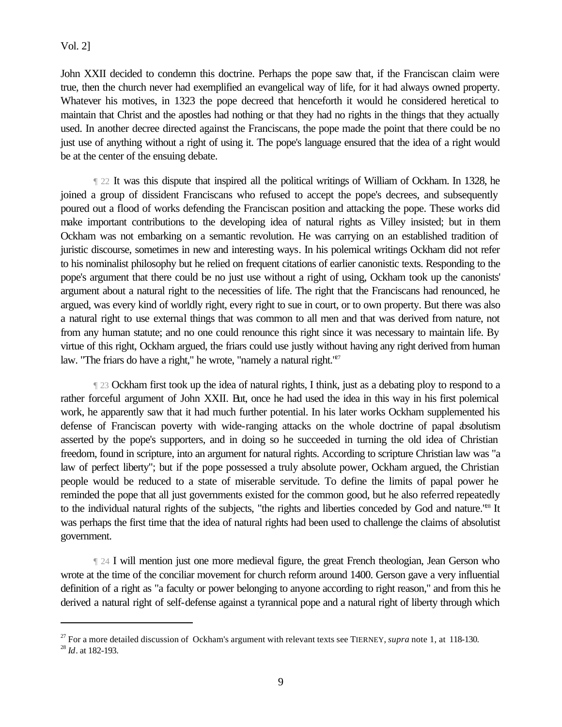John XXII decided to condemn this doctrine. Perhaps the pope saw that, if the Franciscan claim were true, then the church never had exemplified an evangelical way of life, for it had always owned property. Whatever his motives, in 1323 the pope decreed that henceforth it would he considered heretical to maintain that Christ and the apostles had nothing or that they had no rights in the things that they actually used. In another decree directed against the Franciscans, the pope made the point that there could be no just use of anything without a right of using it. The pope's language ensured that the idea of a right would be at the center of the ensuing debate.

¶ 22 It was this dispute that inspired all the political writings of William of Ockham. In 1328, he joined a group of dissident Franciscans who refused to accept the pope's decrees, and subsequently poured out a flood of works defending the Franciscan position and attacking the pope. These works did make important contributions to the developing idea of natural rights as Villey insisted; but in them Ockham was not embarking on a semantic revolution. He was carrying on an established tradition of juristic discourse, sometimes in new and interesting ways. In his polemical writings Ockham did not refer to his nominalist philosophy but he relied on frequent citations of earlier canonistic texts. Responding to the pope's argument that there could be no just use without a right of using, Ockham took up the canonists' argument about a natural right to the necessities of life. The right that the Franciscans had renounced, he argued, was every kind of worldly right, every right to sue in court, or to own property. But there was also a natural right to use external things that was common to all men and that was derived from nature, not from any human statute; and no one could renounce this right since it was necessary to maintain life. By virtue of this right, Ockham argued, the friars could use justly without having any right derived from human law. "The friars do have a right," he wrote, "namely a natural right."[27]

¶ 23 Ockham first took up the idea of natural rights, I think, just as a debating ploy to respond to a rather forceful argument of John XXII. But, once he had used the idea in this way in his first polemical work, he apparently saw that it had much further potential. In his later works Ockham supplemented his defense of Franciscan poverty with wide-ranging attacks on the whole doctrine of papal absolutism asserted by the pope's supporters, and in doing so he succeeded in turning the old idea of Christian freedom, found in scripture, into an argument for natural rights. According to scripture Christian law was "a law of perfect liberty"; but if the pope possessed a truly absolute power, Ockham argued, the Christian people would be reduced to a state of miserable servitude. To define the limits of papal power he reminded the pope that all just governments existed for the common good, but he also referred repeatedly to the individual natural rights of the subjects, "the rights and liberties conceded by God and nature."[28] It was perhaps the first time that the idea of natural rights had been used to challenge the claims of absolutist government.

¶ 24 I will mention just one more medieval figure, the great French theologian, Jean Gerson who wrote at the time of the conciliar movement for church reform around 1400. Gerson gave a very influential definition of a right as "a faculty or power belonging to anyone according to right reason," and from this he derived a natural right of self-defense against a tyrannical pope and a natural right of liberty through which

---

[27] For a more detailed discussion of Ockham's argument with relevant texts see TIERNEY, *supra* note 1, at 118-130.

[28] *Id*. at 182-193.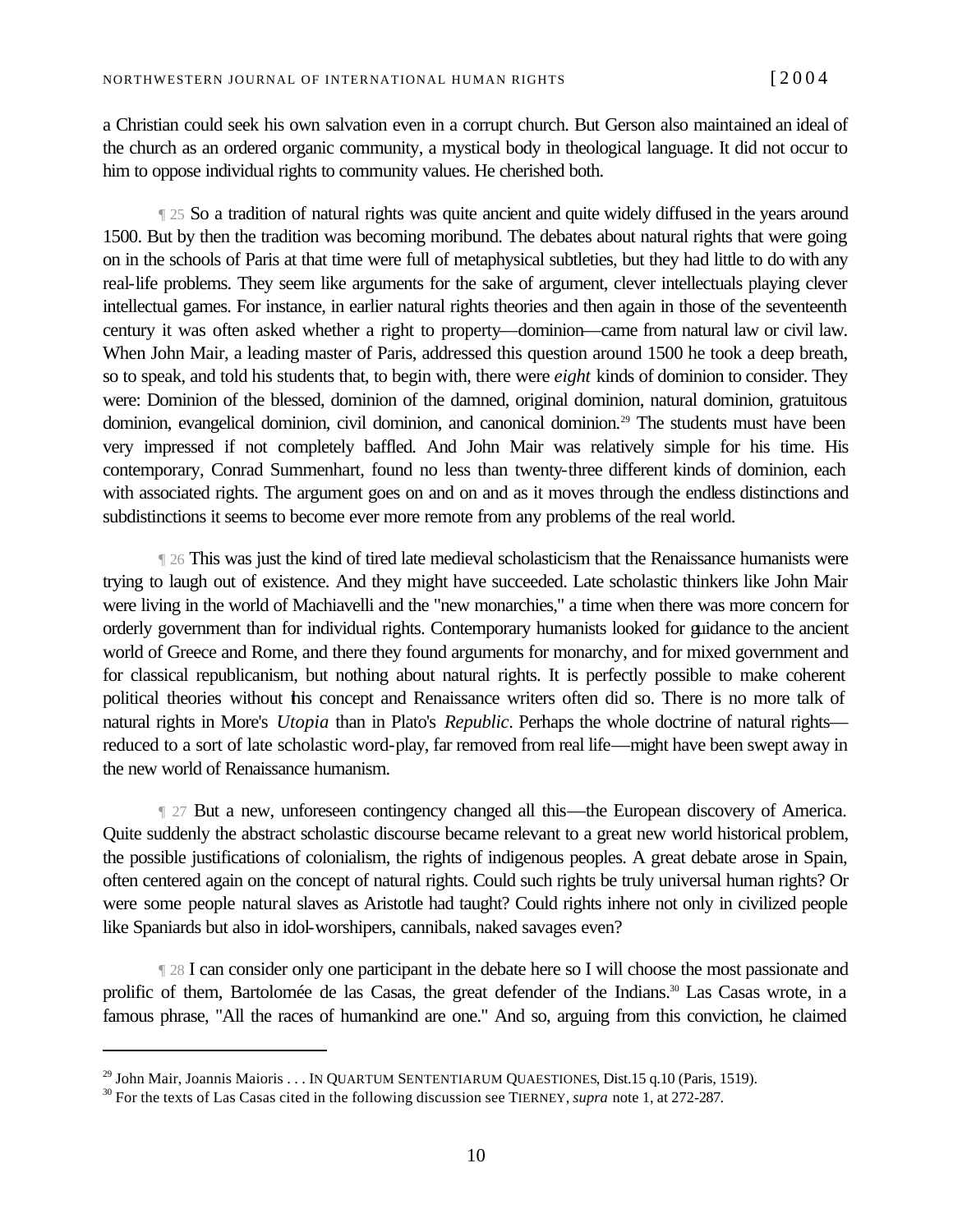a Christian could seek his own salvation even in a corrupt church. But Gerson also maintained an ideal of the church as an ordered organic community, a mystical body in theological language. It did not occur to him to oppose individual rights to community values. He cherished both.

¶ 25 So a tradition of natural rights was quite ancient and quite widely diffused in the years around 1500. But by then the tradition was becoming moribund. The debates about natural rights that were going on in the schools of Paris at that time were full of metaphysical subtleties, but they had little to do with any real-life problems. They seem like arguments for the sake of argument, clever intellectuals playing clever intellectual games. For instance, in earlier natural rights theories and then again in those of the seventeenth century it was often asked whether a right to property—dominion—came from natural law or civil law. When John Mair, a leading master of Paris, addressed this question around 1500 he took a deep breath, so to speak, and told his students that, to begin with, there were *eight* kinds of dominion to consider. They were: Dominion of the blessed, dominion of the damned, original dominion, natural dominion, gratuitous dominion, evangelical dominion, civil dominion, and canonical dominion.[29] The students must have been very impressed if not completely baffled. And John Mair was relatively simple for his time. His contemporary, Conrad Summenhart, found no less than twenty-three different kinds of dominion, each with associated rights. The argument goes on and on and as it moves through the endless distinctions and subdistinctions it seems to become ever more remote from any problems of the real world.

¶ 26 This was just the kind of tired late medieval scholasticism that the Renaissance humanists were trying to laugh out of existence. And they might have succeeded. Late scholastic thinkers like John Mair were living in the world of Machiavelli and the "new monarchies," a time when there was more concern for orderly government than for individual rights. Contemporary humanists looked for guidance to the ancient world of Greece and Rome, and there they found arguments for monarchy, and for mixed government and for classical republicanism, but nothing about natural rights. It is perfectly possible to make coherent political theories without this concept and Renaissance writers often did so. There is no more talk of natural rights in More's *Utopia* than in Plato's *Republic*. Perhaps the whole doctrine of natural rights—reduced to a sort of late scholastic word-play, far removed from real life—might have been swept away in the new world of Renaissance humanism.

¶ 27 But a new, unforeseen contingency changed all this—the European discovery of America. Quite suddenly the abstract scholastic discourse became relevant to a great new world historical problem, the possible justifications of colonialism, the rights of indigenous peoples. A great debate arose in Spain, often centered again on the concept of natural rights. Could such rights be truly universal human rights? Or were some people natural slaves as Aristotle had taught? Could rights inhere not only in civilized people like Spaniards but also in idol-worshipers, cannibals, naked savages even?

¶ 28 I can consider only one participant in the debate here so I will choose the most passionate and prolific of them, Bartolomée de las Casas, the great defender of the Indians.[30] Las Casas wrote, in a famous phrase, "All the races of humankind are one." And so, arguing from this conviction, he claimed

---

[29] John Mair, Joannis Maioris . . . IN QUARTUM SENTENTIARUM QUAESTIONES, Dist.15 q.10 (Paris, 1519).

[30] For the texts of Las Casas cited in the following discussion see TIERNEY, *supra* note 1, at 272-287.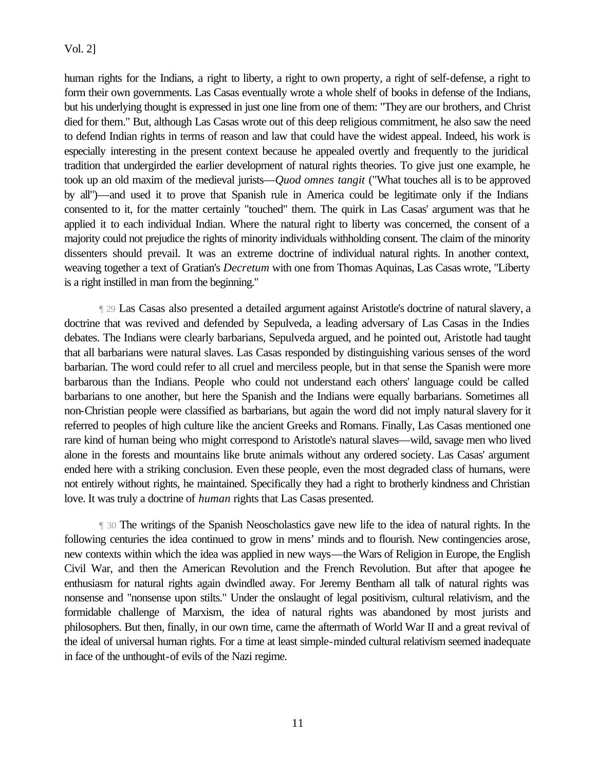human rights for the Indians, a right to liberty, a right to own property, a right of self-defense, a right to form their own governments. Las Casas eventually wrote a whole shelf of books in defense of the Indians, but his underlying thought is expressed in just one line from one of them: "They are our brothers, and Christ died for them." But, although Las Casas wrote out of this deep religious commitment, he also saw the need to defend Indian rights in terms of reason and law that could have the widest appeal. Indeed, his work is especially interesting in the present context because he appealed overtly and frequently to the juridical tradition that undergirded the earlier development of natural rights theories. To give just one example, he took up an old maxim of the medieval jurists—*Quod omnes tangit* ("What touches all is to be approved by all")—and used it to prove that Spanish rule in America could be legitimate only if the Indians consented to it, for the matter certainly "touched" them. The quirk in Las Casas' argument was that he applied it to each individual Indian. Where the natural right to liberty was concerned, the consent of a majority could not prejudice the rights of minority individuals withholding consent. The claim of the minority dissenters should prevail. It was an extreme doctrine of individual natural rights. In another context, weaving together a text of Gratian's *Decretum* with one from Thomas Aquinas, Las Casas wrote, "Liberty is a right instilled in man from the beginning."

¶ 29 Las Casas also presented a detailed argument against Aristotle's doctrine of natural slavery, a doctrine that was revived and defended by Sepulveda, a leading adversary of Las Casas in the Indies debates. The Indians were clearly barbarians, Sepulveda argued, and he pointed out, Aristotle had taught that all barbarians were natural slaves. Las Casas responded by distinguishing various senses of the word barbarian. The word could refer to all cruel and merciless people, but in that sense the Spanish were more barbarous than the Indians. People who could not understand each others' language could be called barbarians to one another, but here the Spanish and the Indians were equally barbarians. Sometimes all non-Christian people were classified as barbarians, but again the word did not imply natural slavery for it referred to peoples of high culture like the ancient Greeks and Romans. Finally, Las Casas mentioned one rare kind of human being who might correspond to Aristotle's natural slaves—wild, savage men who lived alone in the forests and mountains like brute animals without any ordered society. Las Casas' argument ended here with a striking conclusion. Even these people, even the most degraded class of humans, were not entirely without rights, he maintained. Specifically they had a right to brotherly kindness and Christian love. It was truly a doctrine of *human* rights that Las Casas presented.

¶ 30 The writings of the Spanish Neoscholastics gave new life to the idea of natural rights. In the following centuries the idea continued to grow in mens' minds and to flourish. New contingencies arose, new contexts within which the idea was applied in new ways—the Wars of Religion in Europe, the English Civil War, and then the American Revolution and the French Revolution. But after that apogee the enthusiasm for natural rights again dwindled away. For Jeremy Bentham all talk of natural rights was nonsense and "nonsense upon stilts." Under the onslaught of legal positivism, cultural relativism, and the formidable challenge of Marxism, the idea of natural rights was abandoned by most jurists and philosophers. But then, finally, in our own time, came the aftermath of World War II and a great revival of the ideal of universal human rights. For a time at least simple-minded cultural relativism seemed inadequate in face of the unthought-of evils of the Nazi regime.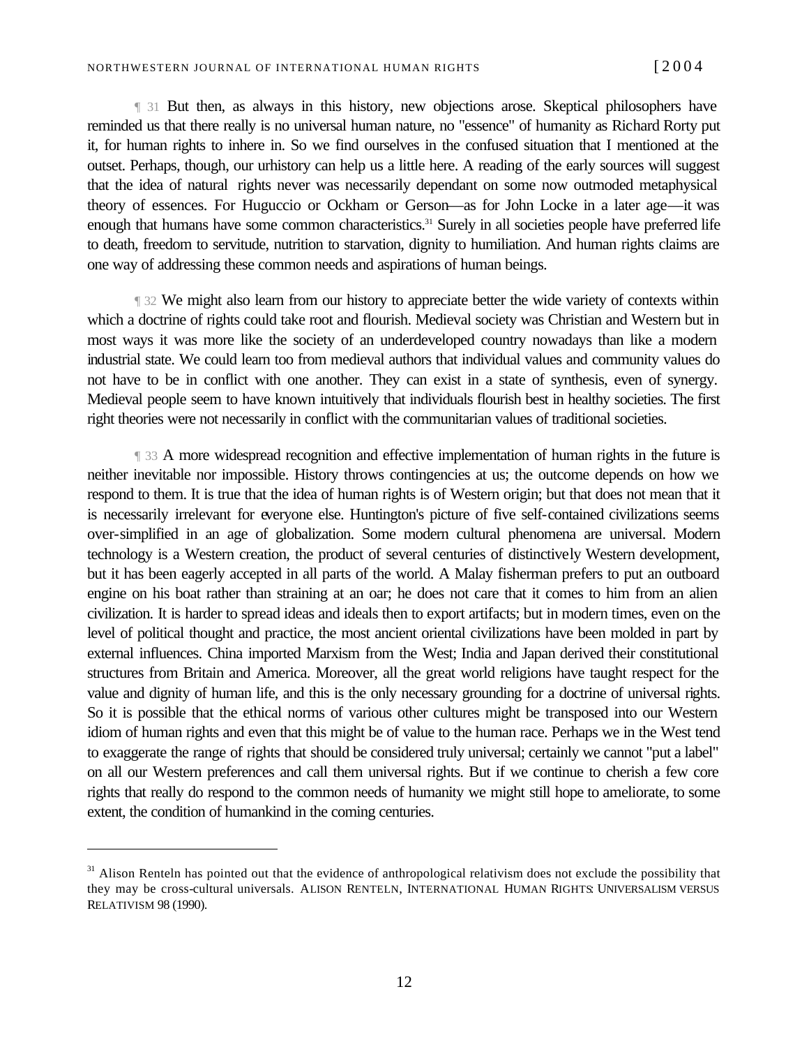¶ 31 But then, as always in this history, new objections arose. Skeptical philosophers have reminded us that there really is no universal human nature, no "essence" of humanity as Richard Rorty put it, for human rights to inhere in. So we find ourselves in the confused situation that I mentioned at the outset. Perhaps, though, our urhistory can help us a little here. A reading of the early sources will suggest that the idea of natural rights never was necessarily dependant on some now outmoded metaphysical theory of essences. For Huguccio or Ockham or Gerson—as for John Locke in a later age—it was enough that humans have some common characteristics.[31] Surely in all societies people have preferred life to death, freedom to servitude, nutrition to starvation, dignity to humiliation. And human rights claims are one way of addressing these common needs and aspirations of human beings.

¶ 32 We might also learn from our history to appreciate better the wide variety of contexts within which a doctrine of rights could take root and flourish. Medieval society was Christian and Western but in most ways it was more like the society of an underdeveloped country nowadays than like a modern industrial state. We could learn too from medieval authors that individual values and community values do not have to be in conflict with one another. They can exist in a state of synthesis, even of synergy. Medieval people seem to have known intuitively that individuals flourish best in healthy societies. The first right theories were not necessarily in conflict with the communitarian values of traditional societies.

¶ 33 A more widespread recognition and effective implementation of human rights in the future is neither inevitable nor impossible. History throws contingencies at us; the outcome depends on how we respond to them. It is true that the idea of human rights is of Western origin; but that does not mean that it is necessarily irrelevant for everyone else. Huntington's picture of five self-contained civilizations seems over-simplified in an age of globalization. Some modern cultural phenomena are universal. Modern technology is a Western creation, the product of several centuries of distinctively Western development, but it has been eagerly accepted in all parts of the world. A Malay fisherman prefers to put an outboard engine on his boat rather than straining at an oar; he does not care that it comes to him from an alien civilization. It is harder to spread ideas and ideals then to export artifacts; but in modern times, even on the level of political thought and practice, the most ancient oriental civilizations have been molded in part by external influences. China imported Marxism from the West; India and Japan derived their constitutional structures from Britain and America. Moreover, all the great world religions have taught respect for the value and dignity of human life, and this is the only necessary grounding for a doctrine of universal rights. So it is possible that the ethical norms of various other cultures might be transposed into our Western idiom of human rights and even that this might be of value to the human race. Perhaps we in the West tend to exaggerate the range of rights that should be considered truly universal; certainly we cannot "put a label" on all our Western preferences and call them universal rights. But if we continue to cherish a few core rights that really do respond to the common needs of humanity we might still hope to ameliorate, to some extent, the condition of humankind in the coming centuries.

---

[31] Alison Renteln has pointed out that the evidence of anthropological relativism does not exclude the possibility that they may be cross-cultural universals. ALISON RENTELN, INTERNATIONAL HUMAN RIGHTS: UNIVERSALISM VERSUS RELATIVISM 98 (1990).